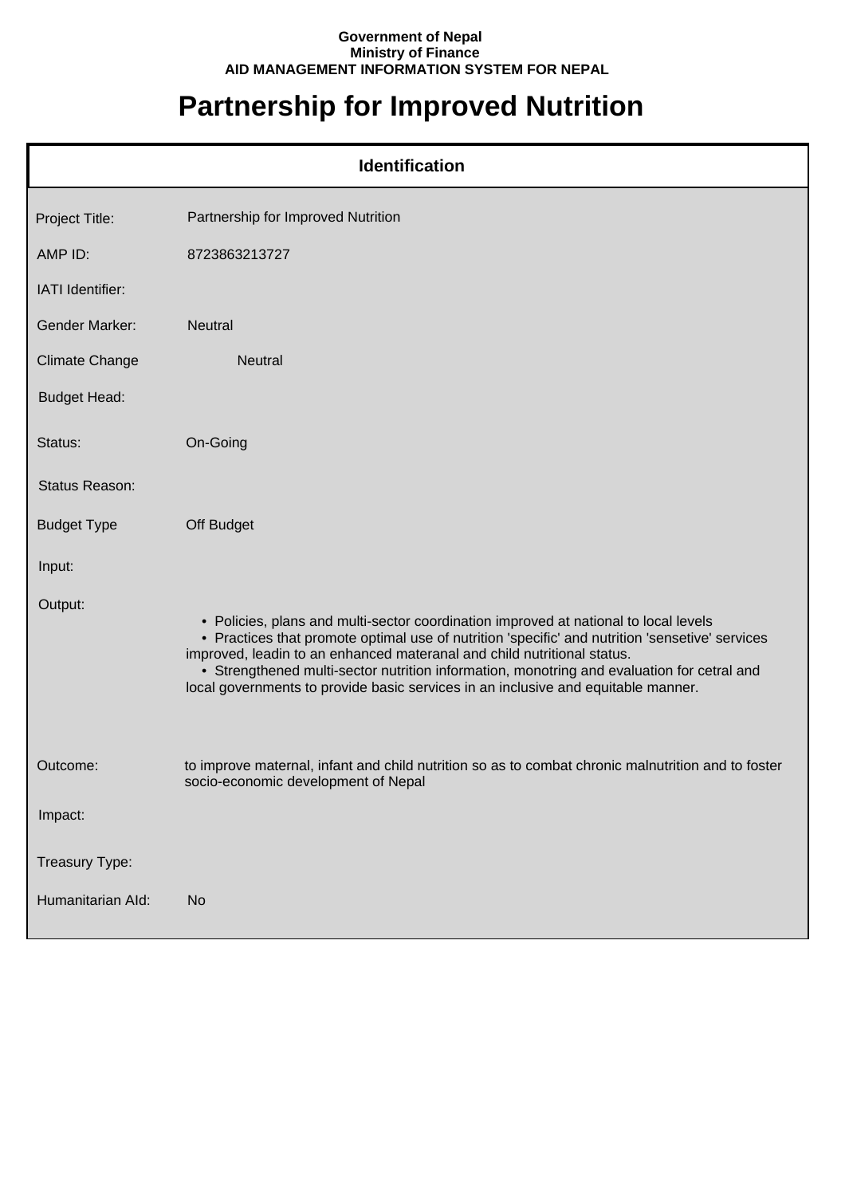**Government of Nepal**
**Ministry of Finance**
**AID MANAGEMENT INFORMATION SYSTEM FOR NEPAL**

# Partnership for Improved Nutrition

## Identification

| | |
|---|---|
| Project Title: | Partnership for Improved Nutrition |
| AMP ID: | 8723863213727 |
| IATI Identifier: | |
| Gender Marker: | Neutral |
| Climate Change | Neutral |
| Budget Head: | |
| Status: | On-Going |
| Status Reason: | |
| Budget Type | Off Budget |
| Input: | |
| Output: | • Policies, plans and multi-sector coordination improved at national to local levels<br>• Practices that promote optimal use of nutrition 'specific' and nutrition 'sensetive' services improved, leadin to an enhanced materanal and child nutritional status.<br>• Strengthened multi-sector nutrition information, monotring and evaluation for cetral and local governments to provide basic services in an inclusive and equitable manner. |
| Outcome: | to improve maternal, infant and child nutrition so as to combat chronic malnutrition and to foster socio-economic development of Nepal |
| Impact: | |
| Treasury Type: | |
| Humanitarian AId: | No |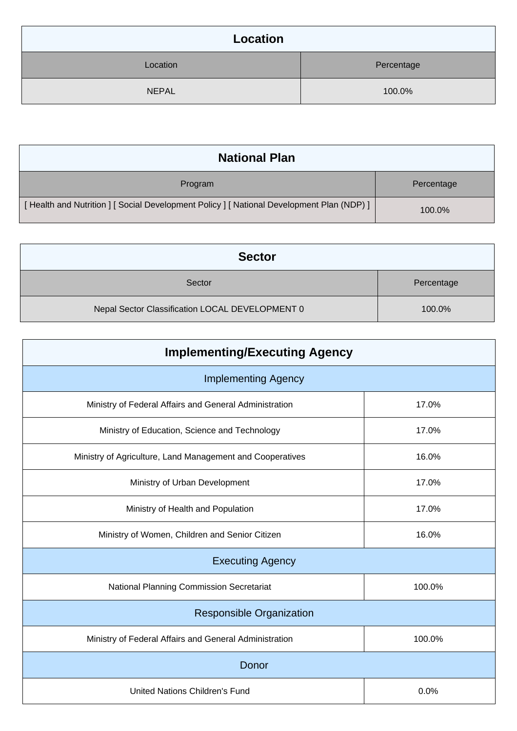| Location | |
|---|---|
| Location | Percentage |
| NEPAL | 100.0% |

| National Plan | |
|---|---|
| Program | Percentage |
| [ Health and Nutrition ] [ Social Development Policy ] [ National Development Plan (NDP) ] | 100.0% |

| Sector | |
|---|---|
| Sector | Percentage |
| Nepal Sector Classification LOCAL DEVELOPMENT 0 | 100.0% |

| Implementing/Executing Agency | |
|---|---|
| Implementing Agency | |
| Ministry of Federal Affairs and General Administration | 17.0% |
| Ministry of Education, Science and Technology | 17.0% |
| Ministry of Agriculture, Land Management and Cooperatives | 16.0% |
| Ministry of Urban Development | 17.0% |
| Ministry of Health and Population | 17.0% |
| Ministry of Women, Children and Senior Citizen | 16.0% |
| Executing Agency | |
| National Planning Commission Secretariat | 100.0% |
| Responsible Organization | |
| Ministry of Federal Affairs and General Administration | 100.0% |
| Donor | |
| United Nations Children's Fund | 0.0% |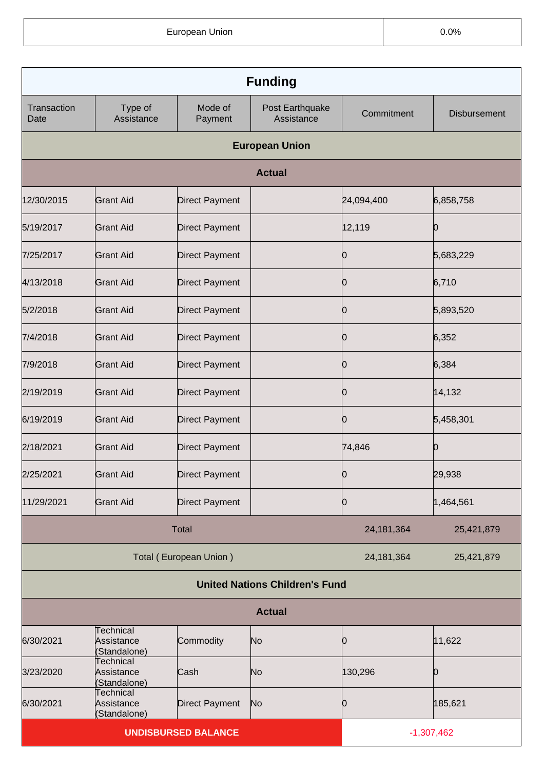| European Union | 0.0% |
|---|---|

| Funding | | | | | |
|---|---|---|---|---|---|
| Transaction Date | Type of Assistance | Mode of Payment | Post Earthquake Assistance | Commitment | Disbursement |
| **European Union** | | | | | |
| **Actual** | | | | | |
| 12/30/2015 | Grant Aid | Direct Payment | | 24,094,400 | 6,858,758 |
| 5/19/2017 | Grant Aid | Direct Payment | | 12,119 | 0 |
| 7/25/2017 | Grant Aid | Direct Payment | | 0 | 5,683,229 |
| 4/13/2018 | Grant Aid | Direct Payment | | 0 | 6,710 |
| 5/2/2018 | Grant Aid | Direct Payment | | 0 | 5,893,520 |
| 7/4/2018 | Grant Aid | Direct Payment | | 0 | 6,352 |
| 7/9/2018 | Grant Aid | Direct Payment | | 0 | 6,384 |
| 2/19/2019 | Grant Aid | Direct Payment | | 0 | 14,132 |
| 6/19/2019 | Grant Aid | Direct Payment | | 0 | 5,458,301 |
| 2/18/2021 | Grant Aid | Direct Payment | | 74,846 | 0 |
| 2/25/2021 | Grant Aid | Direct Payment | | 0 | 29,938 |
| 11/29/2021 | Grant Aid | Direct Payment | | 0 | 1,464,561 |
| Total | | | | 24,181,364 | 25,421,879 |
| Total ( European Union ) | | | | 24,181,364 | 25,421,879 |
| **United Nations Children's Fund** | | | | | |
| **Actual** | | | | | |
| 6/30/2021 | Technical Assistance (Standalone) | Commodity | No | 0 | 11,622 |
| 3/23/2020 | Technical Assistance (Standalone) | Cash | No | 130,296 | 0 |
| 6/30/2021 | Technical Assistance (Standalone) | Direct Payment | No | 0 | 185,621 |
| **UNDISBURSED BALANCE** | | | | -1,307,462 | |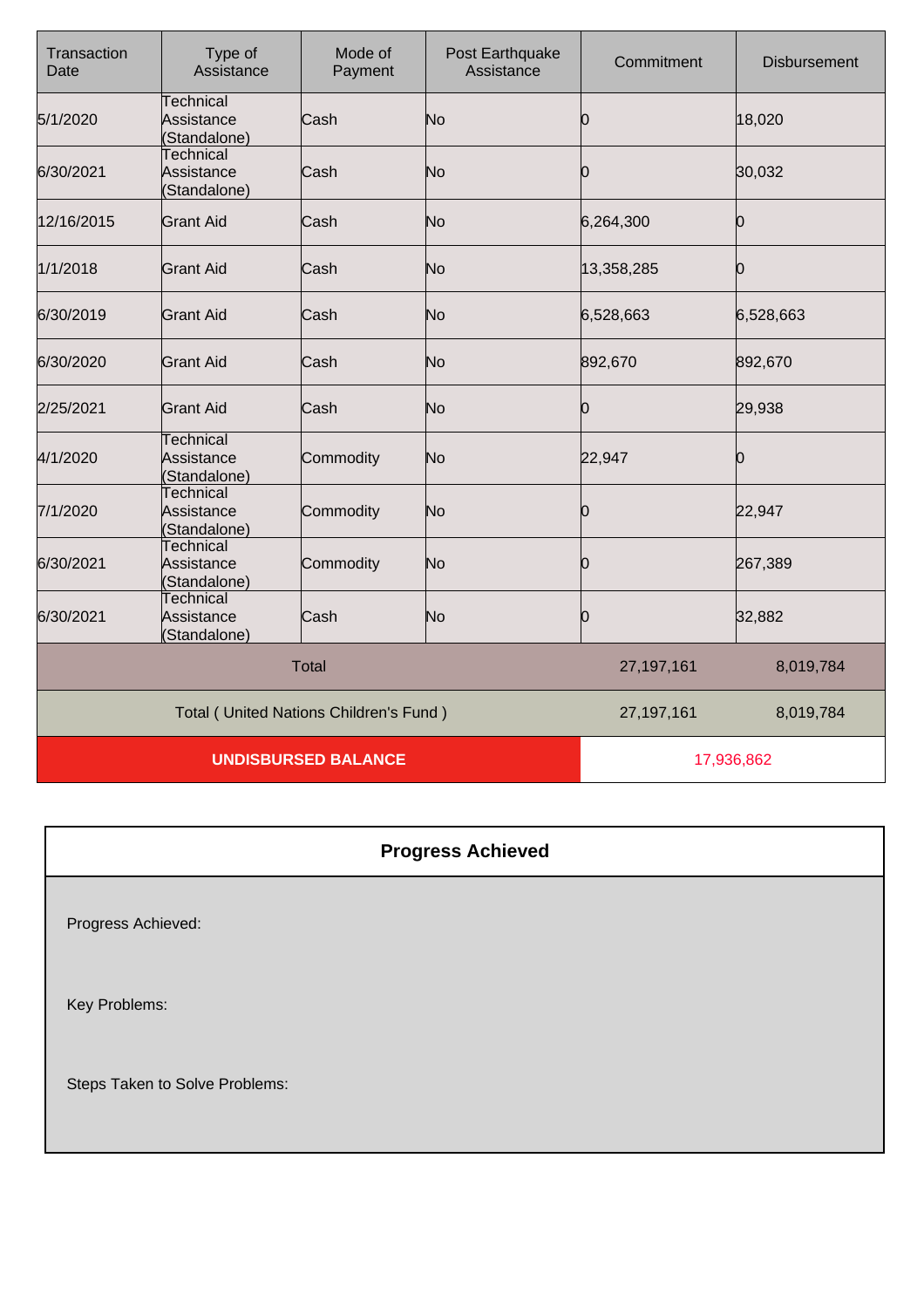| Transaction Date | Type of Assistance | Mode of Payment | Post Earthquake Assistance | Commitment | Disbursement |
|---|---|---|---|---|---|
| 5/1/2020 | Technical Assistance (Standalone) | Cash | No | 0 | 18,020 |
| 6/30/2021 | Technical Assistance (Standalone) | Cash | No | 0 | 30,032 |
| 12/16/2015 | Grant Aid | Cash | No | 6,264,300 | 0 |
| 1/1/2018 | Grant Aid | Cash | No | 13,358,285 | 0 |
| 6/30/2019 | Grant Aid | Cash | No | 6,528,663 | 6,528,663 |
| 6/30/2020 | Grant Aid | Cash | No | 892,670 | 892,670 |
| 2/25/2021 | Grant Aid | Cash | No | 0 | 29,938 |
| 4/1/2020 | Technical Assistance (Standalone) | Commodity | No | 22,947 | 0 |
| 7/1/2020 | Technical Assistance (Standalone) | Commodity | No | 0 | 22,947 |
| 6/30/2021 | Technical Assistance (Standalone) | Commodity | No | 0 | 267,389 |
| 6/30/2021 | Technical Assistance (Standalone) | Cash | No | 0 | 32,882 |
| Total | | | | 27,197,161 | 8,019,784 |
| Total ( United Nations Children's Fund ) | | | | 27,197,161 | 8,019,784 |
| **UNDISBURSED BALANCE** | | | | 17,936,862 | |

## Progress Achieved

Progress Achieved:

Key Problems:

Steps Taken to Solve Problems: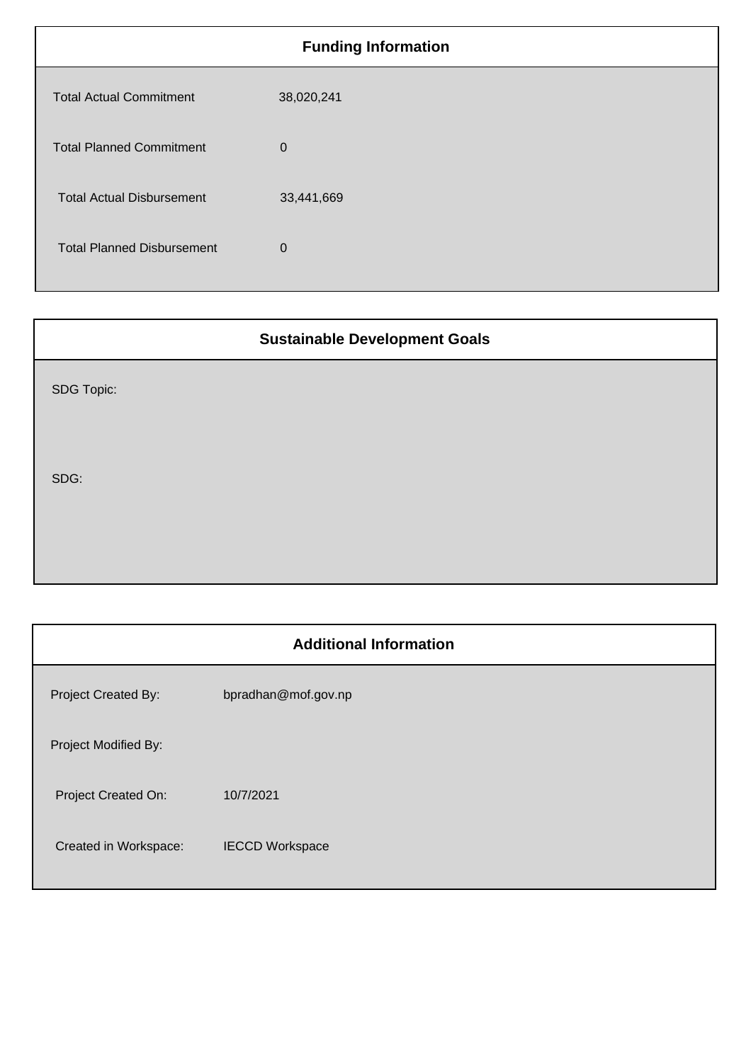## Funding Information

| | |
|---|---|
| Total Actual Commitment | 38,020,241 |
| Total Planned Commitment | 0 |
| Total Actual Disbursement | 33,441,669 |
| Total Planned Disbursement | 0 |

## Sustainable Development Goals

SDG Topic:

SDG:

## Additional Information

| | |
|---|---|
| Project Created By: | bpradhan@mof.gov.np |
| Project Modified By: | |
| Project Created On: | 10/7/2021 |
| Created in Workspace: | IECCD Workspace |